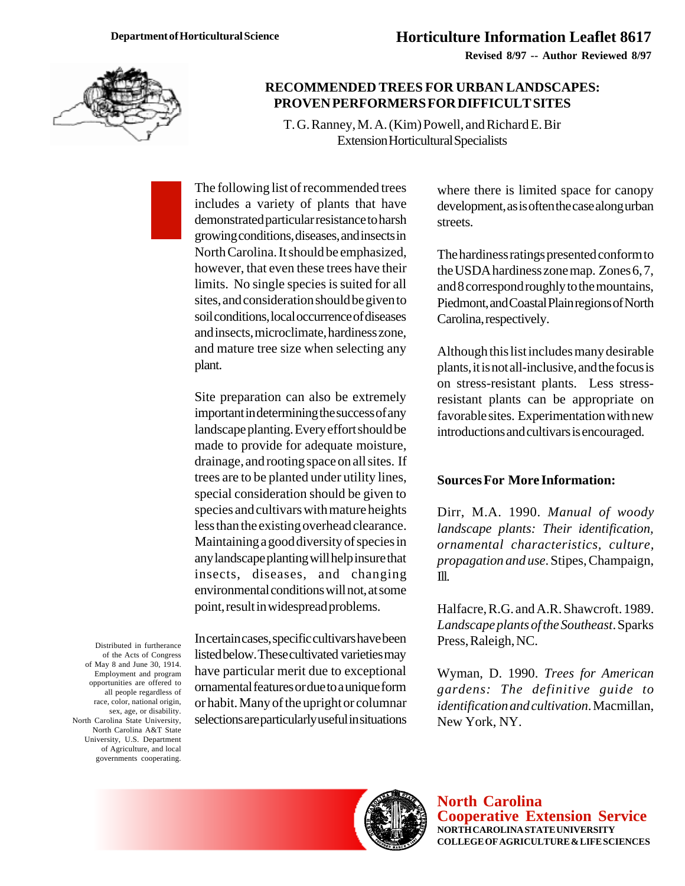Department of Horticultural Science

# Horticulture Information Leaflet 8617

**Revised 8/97 -- Author Reviewed 8/97**

## RECOMMENDED TREES FOR URBAN LANDSCAPES: PROVEN PERFORMERS FOR DIFFICULT SITES

T. G. Ranney, M. A. (Kim) Powell, and Richard E. Bir
Extension Horticultural Specialists

The following list of recommended trees includes a variety of plants that have demonstrated particular resistance to harsh growing conditions, diseases, and insects in North Carolina. It should be emphasized, however, that even these trees have their limits. No single species is suited for all sites, and consideration should be given to soil conditions, local occurrence of diseases and insects, microclimate, hardiness zone, and mature tree size when selecting any plant.

Site preparation can also be extremely important in determining the success of any landscape planting. Every effort should be made to provide for adequate moisture, drainage, and rooting space on all sites. If trees are to be planted under utility lines, special consideration should be given to species and cultivars with mature heights less than the existing overhead clearance. Maintaining a good diversity of species in any landscape planting will help insure that insects, diseases, and changing environmental conditions will not, at some point, result in widespread problems.

In certain cases, specific cultivars have been listed below. These cultivated varieties may have particular merit due to exceptional ornamental features or due to a unique form or habit. Many of the upright or columnar selections are particularly useful in situations where there is limited space for canopy development, as is often the case along urban streets.

The hardiness ratings presented conform to the USDA hardiness zone map. Zones 6, 7, and 8 correspond roughly to the mountains, Piedmont, and Coastal Plain regions of North Carolina, respectively.

Although this list includes many desirable plants, it is not all-inclusive, and the focus is on stress-resistant plants. Less stress-resistant plants can be appropriate on favorable sites. Experimentation with new introductions and cultivars is encouraged.

### Sources For More Information:

Dirr, M.A. 1990. *Manual of woody landscape plants: Their identification, ornamental characteristics, culture, propagation and use*. Stipes, Champaign, Ill.

Halfacre, R.G. and A.R. Shawcroft. 1989. *Landscape plants of the Southeast*. Sparks Press, Raleigh, NC.

Wyman, D. 1990. *Trees for American gardens: The definitive guide to identification and cultivation*. Macmillan, New York, NY.

Distributed in furtherance of the Acts of Congress of May 8 and June 30, 1914. Employment and program opportunities are offered to all people regardless of race, color, national origin, sex, age, or disability. North Carolina State University, North Carolina A&T State University, U.S. Department of Agriculture, and local governments cooperating.

**North Carolina Cooperative Extension Service**
NORTH CAROLINA STATE UNIVERSITY
COLLEGE OF AGRICULTURE & LIFE SCIENCES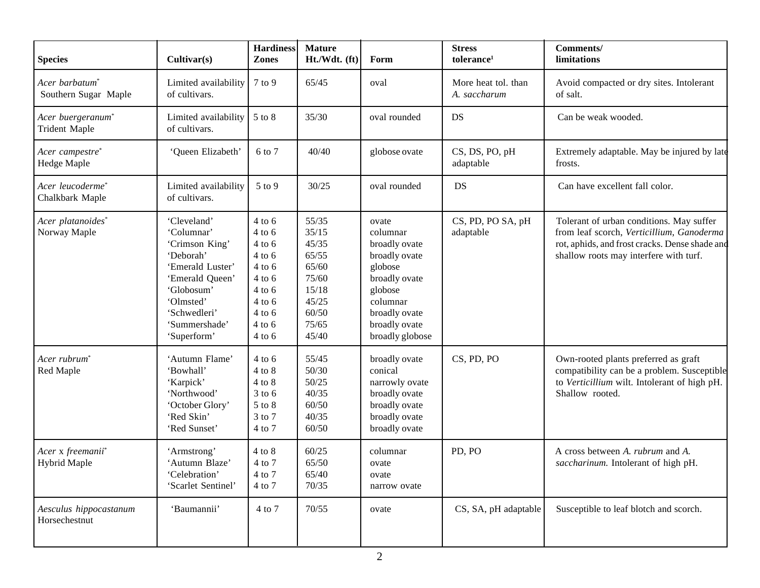| Species | Cultivar(s) | Hardiness Zones | Mature Ht./Wdt. (ft) | Form | Stress tolerance[1] | Comments/ limitations |
|---|---|---|---|---|---|---|
| *Acer barbatum** Southern Sugar Maple | Limited availability of cultivars. | 7 to 9 | 65/45 | oval | More heat tol. than *A. saccharum* | Avoid compacted or dry sites. Intolerant of salt. |
| *Acer buergeranum** Trident Maple | Limited availability of cultivars. | 5 to 8 | 35/30 | oval rounded | DS | Can be weak wooded. |
| *Acer campestre** Hedge Maple | 'Queen Elizabeth' | 6 to 7 | 40/40 | globose ovate | CS, DS, PO, pH adaptable | Extremely adaptable. May be injured by late frosts. |
| *Acer leucoderme** Chalkbark Maple | Limited availability of cultivars. | 5 to 9 | 30/25 | oval rounded | DS | Can have excellent fall color. |
| *Acer platanoides** Norway Maple | 'Cleveland'<br>'Columnar'<br>'Crimson King'<br>'Deborah'<br>'Emerald Luster'<br>'Emerald Queen'<br>'Globosum'<br>'Olmsted'<br>'Schwedleri'<br>'Summershade'<br>'Superform' | 4 to 6<br>4 to 6<br>4 to 6<br>4 to 6<br>4 to 6<br>4 to 6<br>4 to 6<br>4 to 6<br>4 to 6<br>4 to 6<br>4 to 6 | 55/35<br>35/15<br>45/35<br>65/55<br>65/60<br>75/60<br>15/18<br>45/25<br>60/50<br>75/65<br>45/40 | ovate<br>columnar<br>broadly ovate<br>broadly ovate<br>globose<br>broadly ovate<br>globose<br>columnar<br>broadly ovate<br>broadly ovate<br>broadly globose | CS, PD, PO SA, pH adaptable | Tolerant of urban conditions. May suffer from leaf scorch, *Verticillium*, *Ganoderma* rot, aphids, and frost cracks. Dense shade and shallow roots may interfere with turf. |
| *Acer rubrum** Red Maple | 'Autumn Flame'<br>'Bowhall'<br>'Karpick'<br>'Northwood'<br>'October Glory'<br>'Red Skin'<br>'Red Sunset' | 4 to 6<br>4 to 8<br>4 to 8<br>3 to 6<br>5 to 8<br>3 to 7<br>4 to 7 | 55/45<br>50/30<br>50/25<br>40/35<br>60/50<br>40/35<br>60/50 | broadly ovate<br>conical<br>narrowly ovate<br>broadly ovate<br>broadly ovate<br>broadly ovate<br>broadly ovate | CS, PD, PO | Own-rooted plants preferred as graft compatibility can be a problem. Susceptible to *Verticillium* wilt. Intolerant of high pH. Shallow rooted. |
| *Acer* x *freemanii** Hybrid Maple | 'Armstrong'<br>'Autumn Blaze'<br>'Celebration'<br>'Scarlet Sentinel' | 4 to 8<br>4 to 7<br>4 to 7<br>4 to 7 | 60/25<br>65/50<br>65/40<br>70/35 | columnar<br>ovate<br>ovate<br>narrow ovate | PD, PO | A cross between *A. rubrum* and *A. saccharinum.* Intolerant of high pH. |
| *Aesculus hippocastanum* Horsechestnut | 'Baumannii' | 4 to 7 | 70/55 | ovate | CS, SA, pH adaptable | Susceptible to leaf blotch and scorch. |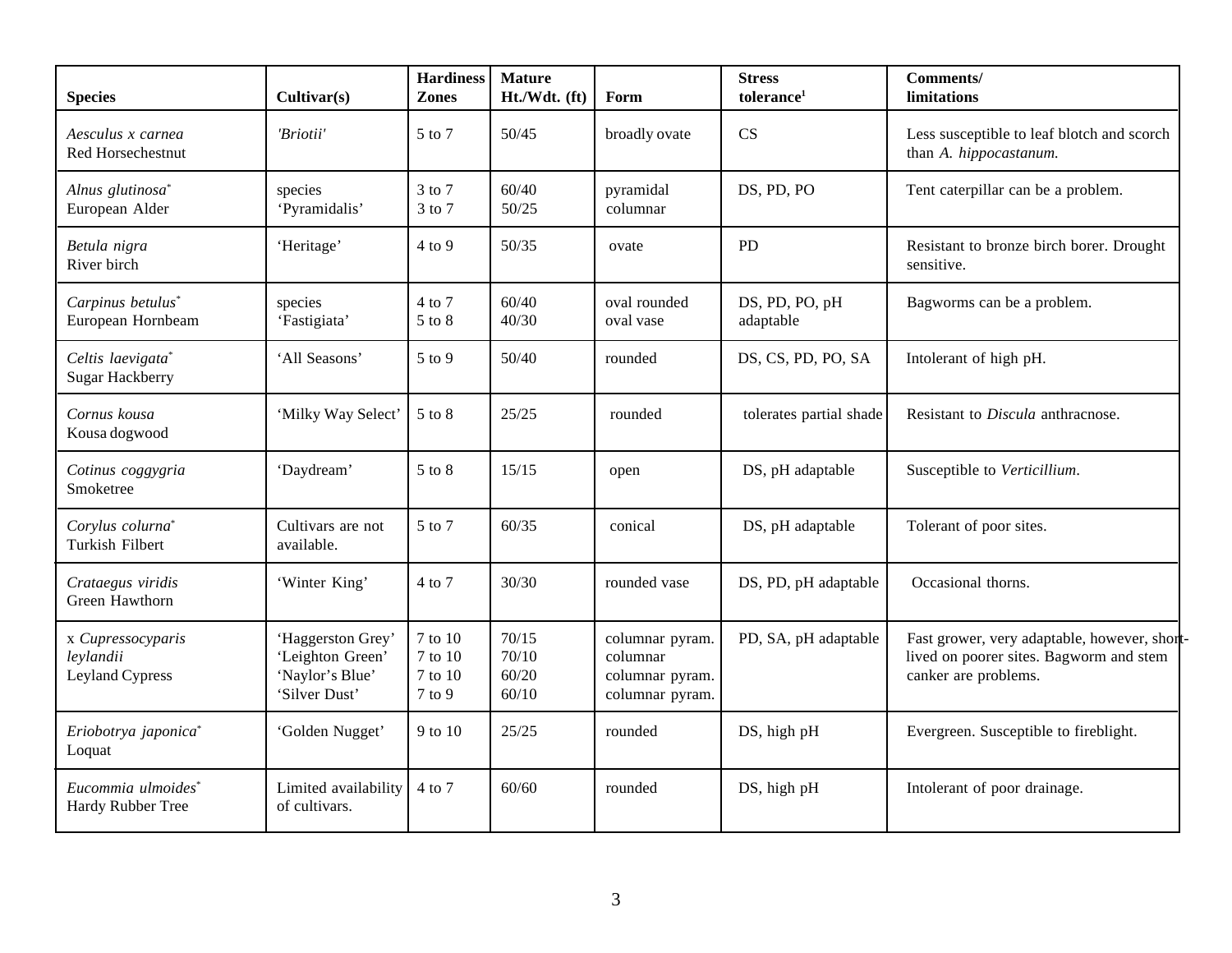| Species | Cultivar(s) | Hardiness Zones | Mature Ht./Wdt. (ft) | Form | Stress tolerance[1] | Comments/ limitations |
|---|---|---|---|---|---|---|
| *Aesculus x carnea* Red Horsechestnut | *'Briotii'* | 5 to 7 | 50/45 | broadly ovate | CS | Less susceptible to leaf blotch and scorch than *A. hippocastanum.* |
| *Alnus glutinosa*[*] European Alder | species 'Pyramidalis' | 3 to 7 3 to 7 | 60/40 50/25 | pyramidal columnar | DS, PD, PO | Tent caterpillar can be a problem. |
| *Betula nigra* River birch | 'Heritage' | 4 to 9 | 50/35 | ovate | PD | Resistant to bronze birch borer. Drought sensitive. |
| *Carpinus betulus*[*] European Hornbeam | species 'Fastigiata' | 4 to 7 5 to 8 | 60/40 40/30 | oval rounded oval vase | DS, PD, PO, pH adaptable | Bagworms can be a problem. |
| *Celtis laevigata*[*] Sugar Hackberry | 'All Seasons' | 5 to 9 | 50/40 | rounded | DS, CS, PD, PO, SA | Intolerant of high pH. |
| *Cornus kousa* Kousa dogwood | 'Milky Way Select' | 5 to 8 | 25/25 | rounded | tolerates partial shade | Resistant to *Discula* anthracnose. |
| *Cotinus coggygria* Smoketree | 'Daydream' | 5 to 8 | 15/15 | open | DS, pH adaptable | Susceptible to *Verticillium*. |
| *Corylus colurna*[*] Turkish Filbert | Cultivars are not available. | 5 to 7 | 60/35 | conical | DS, pH adaptable | Tolerant of poor sites. |
| *Crataegus viridis* Green Hawthorn | 'Winter King' | 4 to 7 | 30/30 | rounded vase | DS, PD, pH adaptable | Occasional thorns. |
| x *Cupressocyparis leylandii* Leyland Cypress | 'Haggerston Grey' 'Leighton Green' 'Naylor's Blue' 'Silver Dust' | 7 to 10 7 to 10 7 to 10 7 to 9 | 70/15 70/10 60/20 60/10 | columnar pyram. columnar columnar pyram. columnar pyram. | PD, SA, pH adaptable | Fast grower, very adaptable, however, short-lived on poorer sites. Bagworm and stem canker are problems. |
| *Eriobotrya japonica*[*] Loquat | 'Golden Nugget' | 9 to 10 | 25/25 | rounded | DS, high pH | Evergreen. Susceptible to fireblight. |
| *Eucommia ulmoides*[*] Hardy Rubber Tree | Limited availability of cultivars. | 4 to 7 | 60/60 | rounded | DS, high pH | Intolerant of poor drainage. |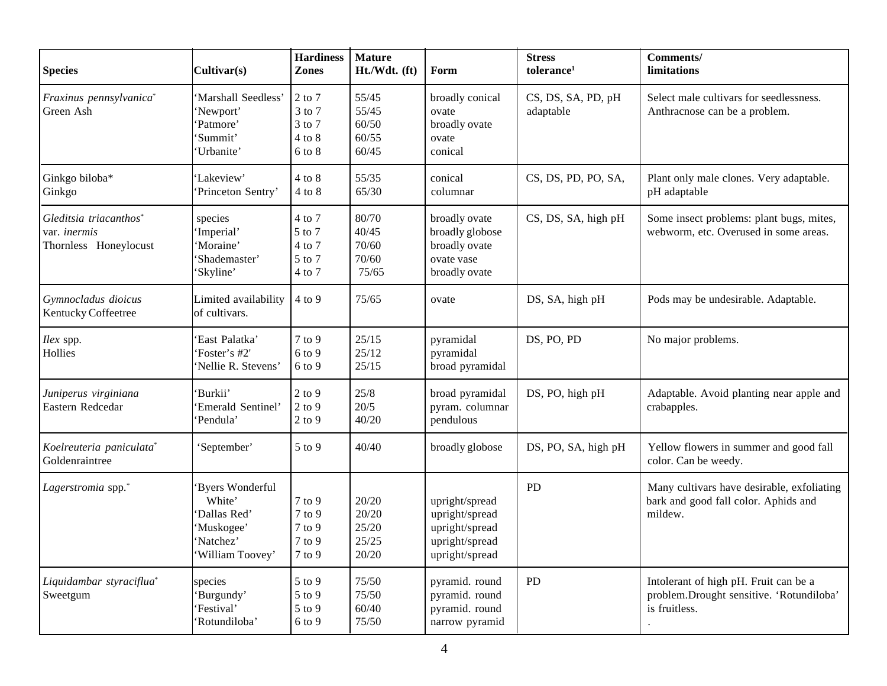| Species | Cultivar(s) | Hardiness Zones | Mature Ht./Wdt. (ft) | Form | Stress tolerance[1] | Comments/ limitations |
|---|---|---|---|---|---|---|
| *Fraxinus pennsylvanica** Green Ash | 'Marshall Seedless' 'Newport' 'Patmore' 'Summit' 'Urbanite' | 2 to 7 3 to 7 3 to 7 4 to 8 6 to 8 | 55/45 55/45 60/50 60/55 60/45 | broadly conical ovate broadly ovate ovate conical | CS, DS, SA, PD, pH adaptable | Select male cultivars for seedlessness. Anthracnose can be a problem. |
| Ginkgo biloba* Ginkgo | 'Lakeview' 'Princeton Sentry' | 4 to 8 4 to 8 | 55/35 65/30 | conical columnar | CS, DS, PD, PO, SA, | Plant only male clones. Very adaptable. pH adaptable |
| *Gleditsia triacanthos** var. *inermis* Thornless Honeylocust | species 'Imperial' 'Moraine' 'Shademaster' 'Skyline' | 4 to 7 5 to 7 4 to 7 5 to 7 4 to 7 | 80/70 40/45 70/60 70/60 75/65 | broadly ovate broadly globose broadly ovate ovate vase broadly ovate | CS, DS, SA, high pH | Some insect problems: plant bugs, mites, webworm, etc. Overused in some areas. |
| *Gymnocladus dioicus* Kentucky Coffeetree | Limited availability of cultivars. | 4 to 9 | 75/65 | ovate | DS, SA, high pH | Pods may be undesirable. Adaptable. |
| *Ilex* spp. Hollies | 'East Palatka' 'Foster's #2' 'Nellie R. Stevens' | 7 to 9 6 to 9 6 to 9 | 25/15 25/12 25/15 | pyramidal pyramidal broad pyramidal | DS, PO, PD | No major problems. |
| *Juniperus virginiana* Eastern Redcedar | 'Burkii' 'Emerald Sentinel' 'Pendula' | 2 to 9 2 to 9 2 to 9 | 25/8 20/5 40/20 | broad pyramidal pyram. columnar pendulous | DS, PO, high pH | Adaptable. Avoid planting near apple and crabapples. |
| *Koelreuteria paniculata** Goldenraintree | 'September' | 5 to 9 | 40/40 | broadly globose | DS, PO, SA, high pH | Yellow flowers in summer and good fall color. Can be weedy. |
| *Lagerstromia* spp.* | 'Byers Wonderful White' 'Dallas Red' 'Muskogee' 'Natchez' 'William Toovey' | 7 to 9 7 to 9 7 to 9 7 to 9 7 to 9 | 20/20 20/20 25/20 25/25 20/20 | upright/spread upright/spread upright/spread upright/spread upright/spread | PD | Many cultivars have desirable, exfoliating bark and good fall color. Aphids and mildew. |
| *Liquidambar styraciflua** Sweetgum | species 'Burgundy' 'Festival' 'Rotundiloba' | 5 to 9 5 to 9 5 to 9 6 to 9 | 75/50 75/50 60/40 75/50 | pyramid. round pyramid. round pyramid. round narrow pyramid | PD | Intolerant of high pH. Fruit can be a problem.Drought sensitive. 'Rotundiloba' is fruitless. . |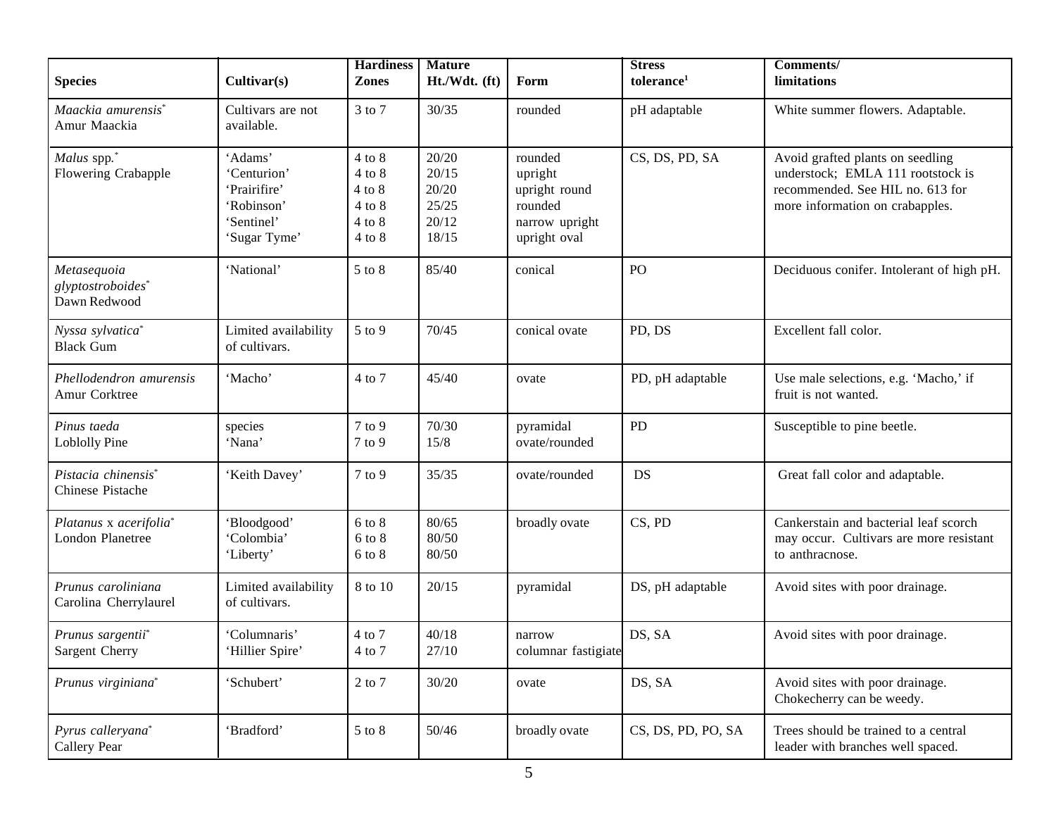| Species | Cultivar(s) | Hardiness Zones | Mature Ht./Wdt. (ft) | Form | Stress tolerance[1] | Comments/ limitations |
|---|---|---|---|---|---|---|
| *Maackia amurensis*[*] Amur Maackia | Cultivars are not available. | 3 to 7 | 30/35 | rounded | pH adaptable | White summer flowers. Adaptable. |
| *Malus* spp.[*] Flowering Crabapple | 'Adams' 'Centurion' 'Prairifire' 'Robinson' 'Sentinel' 'Sugar Tyme' | 4 to 8 4 to 8 4 to 8 4 to 8 4 to 8 4 to 8 | 20/20 20/15 20/20 25/25 20/12 18/15 | rounded upright upright round rounded narrow upright upright oval | CS, DS, PD, SA | Avoid grafted plants on seedling understock; EMLA 111 rootstock is recommended. See HIL no. 613 for more information on crabapples. |
| *Metasequoia glyptostroboides*[*] Dawn Redwood | 'National' | 5 to 8 | 85/40 | conical | PO | Deciduous conifer. Intolerant of high pH. |
| *Nyssa sylvatica*[*] Black Gum | Limited availability of cultivars. | 5 to 9 | 70/45 | conical ovate | PD, DS | Excellent fall color. |
| *Phellodendron amurensis* Amur Corktree | 'Macho' | 4 to 7 | 45/40 | ovate | PD, pH adaptable | Use male selections, e.g. 'Macho,' if fruit is not wanted. |
| *Pinus taeda* Loblolly Pine | species 'Nana' | 7 to 9 7 to 9 | 70/30 15/8 | pyramidal ovate/rounded | PD | Susceptible to pine beetle. |
| *Pistacia chinensis*[*] Chinese Pistache | 'Keith Davey' | 7 to 9 | 35/35 | ovate/rounded | DS | Great fall color and adaptable. |
| *Platanus* x *acerifolia*[*] London Planetree | 'Bloodgood' 'Colombia' 'Liberty' | 6 to 8 6 to 8 6 to 8 | 80/65 80/50 80/50 | broadly ovate | CS, PD | Cankerstain and bacterial leaf scorch may occur. Cultivars are more resistant to anthracnose. |
| *Prunus caroliniana* Carolina Cherrylaurel | Limited availability of cultivars. | 8 to 10 | 20/15 | pyramidal | DS, pH adaptable | Avoid sites with poor drainage. |
| *Prunus sargentii*[*] Sargent Cherry | 'Columnaris' 'Hillier Spire' | 4 to 7 4 to 7 | 40/18 27/10 | narrow columnar fastigiate | DS, SA | Avoid sites with poor drainage. |
| *Prunus virginiana*[*] | 'Schubert' | 2 to 7 | 30/20 | ovate | DS, SA | Avoid sites with poor drainage. Chokecherry can be weedy. |
| *Pyrus calleryana*[*] Callery Pear | 'Bradford' | 5 to 8 | 50/46 | broadly ovate | CS, DS, PD, PO, SA | Trees should be trained to a central leader with branches well spaced. |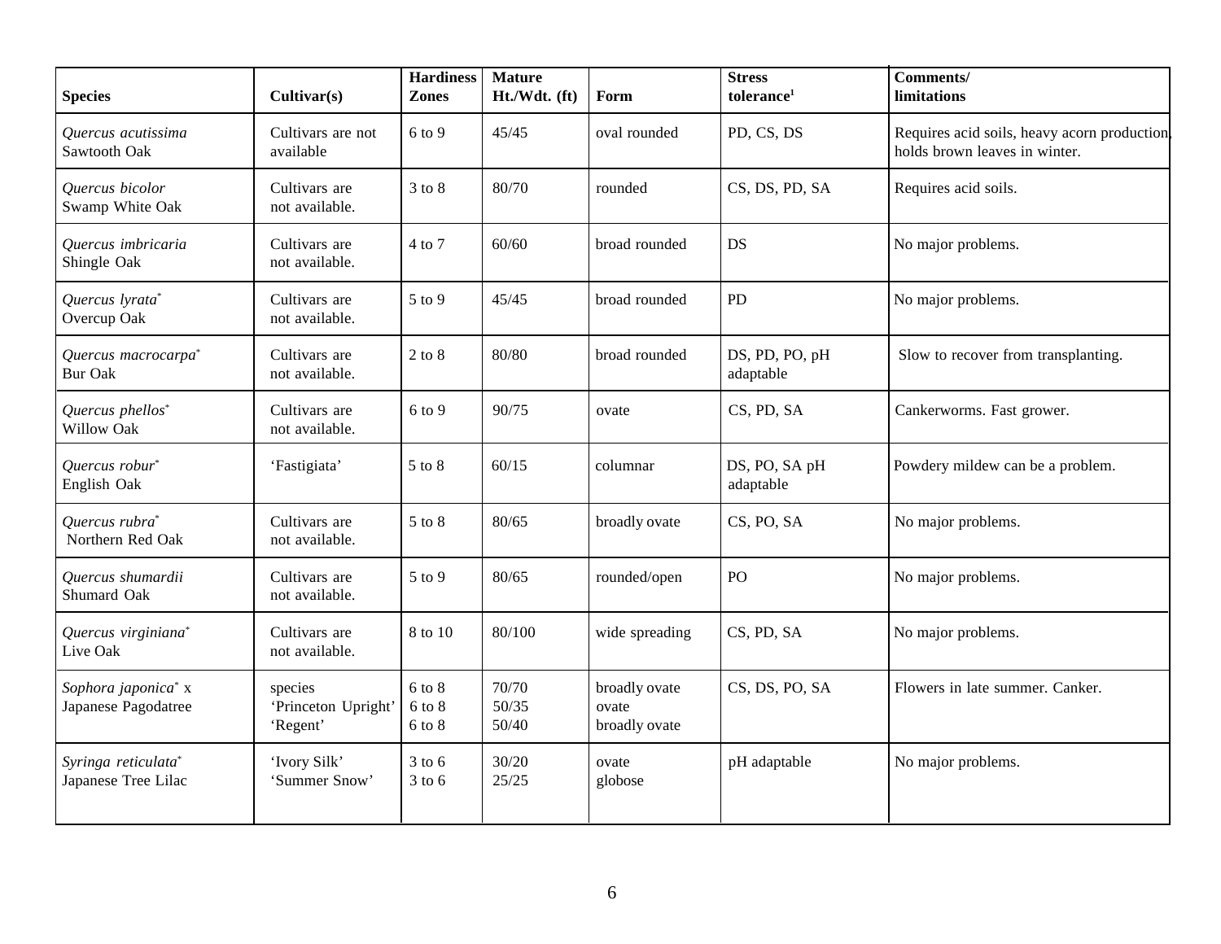| Species | Cultivar(s) | Hardiness Zones | Mature Ht./Wdt. (ft) | Form | Stress tolerance[1] | Comments/ limitations |
|---|---|---|---|---|---|---|
| *Quercus acutissima* Sawtooth Oak | Cultivars are not available | 6 to 9 | 45/45 | oval rounded | PD, CS, DS | Requires acid soils, heavy acorn production, holds brown leaves in winter. |
| *Quercus bicolor* Swamp White Oak | Cultivars are not available. | 3 to 8 | 80/70 | rounded | CS, DS, PD, SA | Requires acid soils. |
| *Quercus imbricaria* Shingle Oak | Cultivars are not available. | 4 to 7 | 60/60 | broad rounded | DS | No major problems. |
| *Quercus lyrata** Overcup Oak | Cultivars are not available. | 5 to 9 | 45/45 | broad rounded | PD | No major problems. |
| *Quercus macrocarpa** Bur Oak | Cultivars are not available. | 2 to 8 | 80/80 | broad rounded | DS, PD, PO, pH adaptable | Slow to recover from transplanting. |
| *Quercus phellos** Willow Oak | Cultivars are not available. | 6 to 9 | 90/75 | ovate | CS, PD, SA | Cankerworms. Fast grower. |
| *Quercus robur** English Oak | 'Fastigiata' | 5 to 8 | 60/15 | columnar | DS, PO, SA pH adaptable | Powdery mildew can be a problem. |
| *Quercus rubra** Northern Red Oak | Cultivars are not available. | 5 to 8 | 80/65 | broadly ovate | CS, PO, SA | No major problems. |
| *Quercus shumardii* Shumard Oak | Cultivars are not available. | 5 to 9 | 80/65 | rounded/open | PO | No major problems. |
| *Quercus virginiana** Live Oak | Cultivars are not available. | 8 to 10 | 80/100 | wide spreading | CS, PD, SA | No major problems. |
| *Sophora japonica** x Japanese Pagodatree | species<br>'Princeton Upright'<br>'Regent' | 6 to 8<br>6 to 8<br>6 to 8 | 70/70<br>50/35<br>50/40 | broadly ovate<br>ovate<br>broadly ovate | CS, DS, PO, SA | Flowers in late summer. Canker. |
| *Syringa reticulata** Japanese Tree Lilac | 'Ivory Silk'<br>'Summer Snow' | 3 to 6<br>3 to 6 | 30/20<br>25/25 | ovate<br>globose | pH adaptable | No major problems. |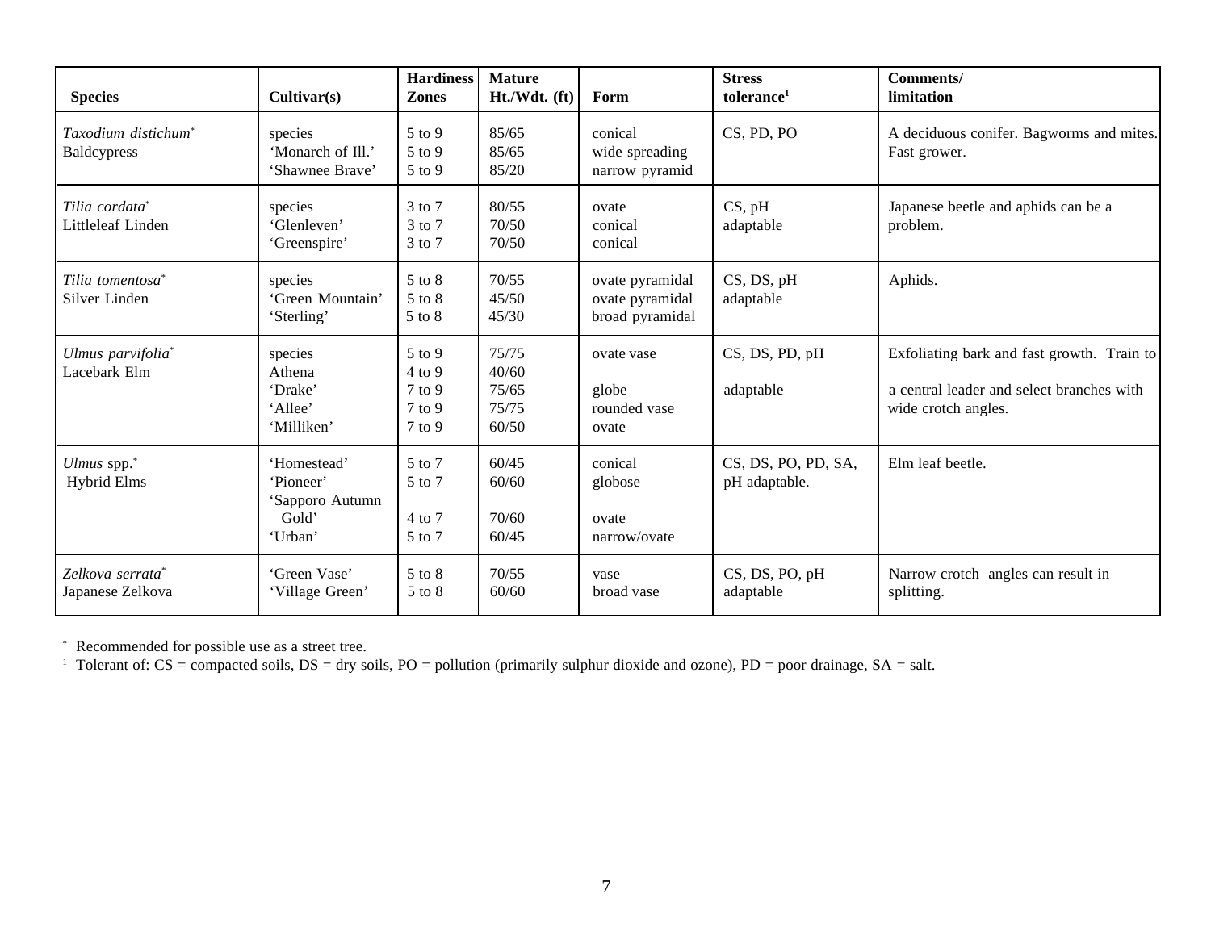| Species | Cultivar(s) | Hardiness Zones | Mature Ht./Wdt. (ft) | Form | Stress tolerance[1] | Comments/ limitation |
|---|---|---|---|---|---|---|
| *Taxodium distichum*[*] Baldcypress | species<br>'Monarch of Ill.'<br>'Shawnee Brave' | 5 to 9<br>5 to 9<br>5 to 9 | 85/65<br>85/65<br>85/20 | conical<br>wide spreading<br>narrow pyramid | CS, PD, PO | A deciduous conifer. Bagworms and mites. Fast grower. |
| *Tilia cordata*[*] Littleleaf Linden | species<br>'Glenleven'<br>'Greenspire' | 3 to 7<br>3 to 7<br>3 to 7 | 80/55<br>70/50<br>70/50 | ovate<br>conical<br>conical | CS, pH adaptable | Japanese beetle and aphids can be a problem. |
| *Tilia tomentosa*[*] Silver Linden | species<br>'Green Mountain'<br>'Sterling' | 5 to 8<br>5 to 8<br>5 to 8 | 70/55<br>45/50<br>45/30 | ovate pyramidal<br>ovate pyramidal<br>broad pyramidal | CS, DS, pH adaptable | Aphids. |
| *Ulmus parvifolia*[*] Lacebark Elm | species<br>Athena<br>'Drake'<br>'Allee'<br>'Milliken' | 5 to 9<br>4 to 9<br>7 to 9<br>7 to 9<br>7 to 9 | 75/75<br>40/60<br>75/65<br>75/75<br>60/50 | ovate vase<br><br>globe<br>rounded vase<br>ovate | CS, DS, PD, pH adaptable | Exfoliating bark and fast growth. Train to a central leader and select branches with wide crotch angles. |
| *Ulmus* spp.[*] Hybrid Elms | 'Homestead'<br>'Pioneer'<br>'Sapporo Autumn Gold'<br>'Urban' | 5 to 7<br>5 to 7<br>4 to 7<br>5 to 7 | 60/45<br>60/60<br>70/60<br>60/45 | conical<br>globose<br>ovate<br>narrow/ovate | CS, DS, PO, PD, SA, pH adaptable. | Elm leaf beetle. |
| *Zelkova serrata*[*] Japanese Zelkova | 'Green Vase'<br>'Village Green' | 5 to 8<br>5 to 8 | 70/55<br>60/60 | vase<br>broad vase | CS, DS, PO, pH adaptable | Narrow crotch angles can result in splitting. |

[*] Recommended for possible use as a street tree.

[1] Tolerant of: CS = compacted soils, DS = dry soils, PO = pollution (primarily sulphur dioxide and ozone), PD = poor drainage, SA = salt.